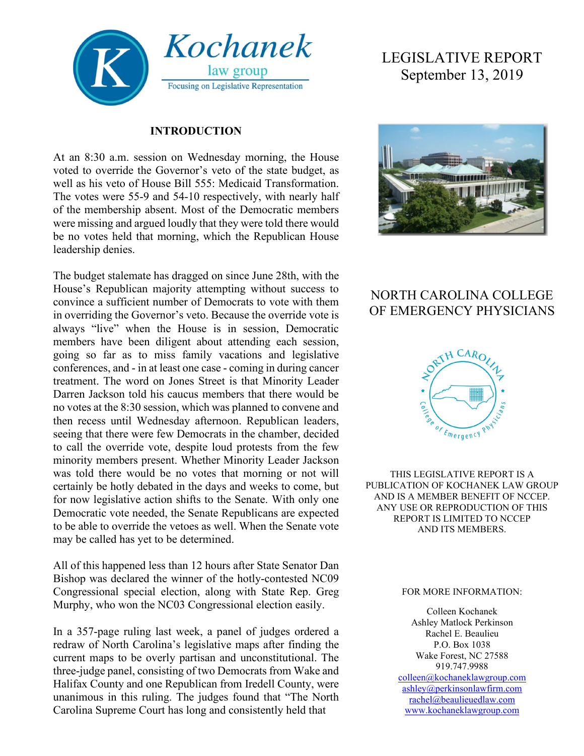Kochanek law group
Focusing on Legislative Representation

# LEGISLATIVE REPORT
September 13, 2019

## NORTH CAROLINA COLLEGE OF EMERGENCY PHYSICIANS

THIS LEGISLATIVE REPORT IS A PUBLICATION OF KOCHANEK LAW GROUP AND IS A MEMBER BENEFIT OF NCCEP. ANY USE OR REPRODUCTION OF THIS REPORT IS LIMITED TO NCCEP AND ITS MEMBERS.

FOR MORE INFORMATION:

Colleen Kochanek
Ashley Matlock Perkinson
Rachel E. Beaulieu
P.O. Box 1038
Wake Forest, NC 27588
919.747.9988
colleen@kochaneklawgroup.com
ashley@perkinsonlawfirm.com
rachel@beaulieuedlaw.com
www.kochaneklawgroup.com

## INTRODUCTION

At an 8:30 a.m. session on Wednesday morning, the House voted to override the Governor's veto of the state budget, as well as his veto of House Bill 555: Medicaid Transformation. The votes were 55-9 and 54-10 respectively, with nearly half of the membership absent. Most of the Democratic members were missing and argued loudly that they were told there would be no votes held that morning, which the Republican House leadership denies.

The budget stalemate has dragged on since June 28th, with the House's Republican majority attempting without success to convince a sufficient number of Democrats to vote with them in overriding the Governor's veto. Because the override vote is always "live" when the House is in session, Democratic members have been diligent about attending each session, going so far as to miss family vacations and legislative conferences, and - in at least one case - coming in during cancer treatment. The word on Jones Street is that Minority Leader Darren Jackson told his caucus members that there would be no votes at the 8:30 session, which was planned to convene and then recess until Wednesday afternoon. Republican leaders, seeing that there were few Democrats in the chamber, decided to call the override vote, despite loud protests from the few minority members present. Whether Minority Leader Jackson was told there would be no votes that morning or not will certainly be hotly debated in the days and weeks to come, but for now legislative action shifts to the Senate. With only one Democratic vote needed, the Senate Republicans are expected to be able to override the vetoes as well. When the Senate vote may be called has yet to be determined.

All of this happened less than 12 hours after State Senator Dan Bishop was declared the winner of the hotly-contested NC09 Congressional special election, along with State Rep. Greg Murphy, who won the NC03 Congressional election easily.

In a 357-page ruling last week, a panel of judges ordered a redraw of North Carolina's legislative maps after finding the current maps to be overly partisan and unconstitutional. The three-judge panel, consisting of two Democrats from Wake and Halifax County and one Republican from Iredell County, were unanimous in this ruling. The judges found that "The North Carolina Supreme Court has long and consistently held that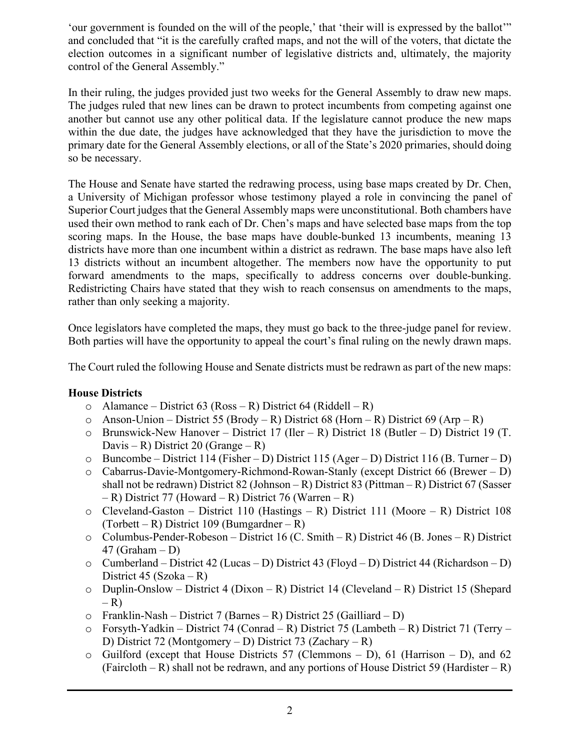'our government is founded on the will of the people,' that 'their will is expressed by the ballot'" and concluded that "it is the carefully crafted maps, and not the will of the voters, that dictate the election outcomes in a significant number of legislative districts and, ultimately, the majority control of the General Assembly."

In their ruling, the judges provided just two weeks for the General Assembly to draw new maps. The judges ruled that new lines can be drawn to protect incumbents from competing against one another but cannot use any other political data. If the legislature cannot produce the new maps within the due date, the judges have acknowledged that they have the jurisdiction to move the primary date for the General Assembly elections, or all of the State's 2020 primaries, should doing so be necessary.

The House and Senate have started the redrawing process, using base maps created by Dr. Chen, a University of Michigan professor whose testimony played a role in convincing the panel of Superior Court judges that the General Assembly maps were unconstitutional. Both chambers have used their own method to rank each of Dr. Chen's maps and have selected base maps from the top scoring maps. In the House, the base maps have double-bunked 13 incumbents, meaning 13 districts have more than one incumbent within a district as redrawn. The base maps have also left 13 districts without an incumbent altogether. The members now have the opportunity to put forward amendments to the maps, specifically to address concerns over double-bunking. Redistricting Chairs have stated that they wish to reach consensus on amendments to the maps, rather than only seeking a majority.

Once legislators have completed the maps, they must go back to the three-judge panel for review. Both parties will have the opportunity to appeal the court's final ruling on the newly drawn maps.

The Court ruled the following House and Senate districts must be redrawn as part of the new maps:

**House Districts**

- Alamance – District 63 (Ross – R) District 64 (Riddell – R)
- Anson-Union – District 55 (Brody – R) District 68 (Horn – R) District 69 (Arp – R)
- Brunswick-New Hanover – District 17 (Iler – R) District 18 (Butler – D) District 19 (T. Davis – R) District 20 (Grange – R)
- Buncombe – District 114 (Fisher – D) District 115 (Ager – D) District 116 (B. Turner – D)
- Cabarrus-Davie-Montgomery-Richmond-Rowan-Stanly (except District 66 (Brewer – D) shall not be redrawn) District 82 (Johnson – R) District 83 (Pittman – R) District 67 (Sasser – R) District 77 (Howard – R) District 76 (Warren – R)
- Cleveland-Gaston – District 110 (Hastings – R) District 111 (Moore – R) District 108 (Torbett – R) District 109 (Bumgardner – R)
- Columbus-Pender-Robeson – District 16 (C. Smith – R) District 46 (B. Jones – R) District 47 (Graham – D)
- Cumberland – District 42 (Lucas – D) District 43 (Floyd – D) District 44 (Richardson – D) District 45 (Szoka – R)
- Duplin-Onslow – District 4 (Dixon – R) District 14 (Cleveland – R) District 15 (Shepard – R)
- Franklin-Nash – District 7 (Barnes – R) District 25 (Gailliard – D)
- Forsyth-Yadkin – District 74 (Conrad – R) District 75 (Lambeth – R) District 71 (Terry – D) District 72 (Montgomery – D) District 73 (Zachary – R)
- Guilford (except that House Districts 57 (Clemmons – D), 61 (Harrison – D), and 62 (Faircloth – R) shall not be redrawn, and any portions of House District 59 (Hardister – R)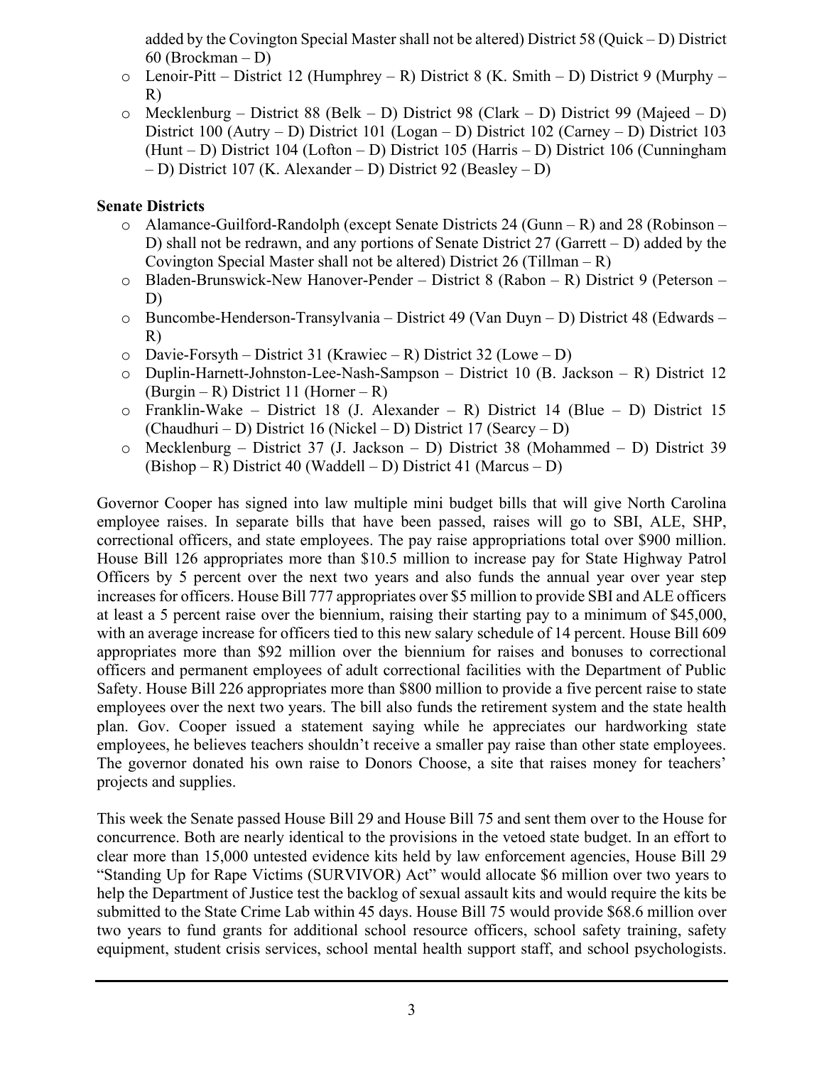added by the Covington Special Master shall not be altered) District 58 (Quick – D) District 60 (Brockman – D)

- Lenoir-Pitt – District 12 (Humphrey – R) District 8 (K. Smith – D) District 9 (Murphy – R)
- Mecklenburg – District 88 (Belk – D) District 98 (Clark – D) District 99 (Majeed – D) District 100 (Autry – D) District 101 (Logan – D) District 102 (Carney – D) District 103 (Hunt – D) District 104 (Lofton – D) District 105 (Harris – D) District 106 (Cunningham – D) District 107 (K. Alexander – D) District 92 (Beasley – D)

**Senate Districts**

- Alamance-Guilford-Randolph (except Senate Districts 24 (Gunn – R) and 28 (Robinson – D) shall not be redrawn, and any portions of Senate District 27 (Garrett – D) added by the Covington Special Master shall not be altered) District 26 (Tillman – R)
- Bladen-Brunswick-New Hanover-Pender – District 8 (Rabon – R) District 9 (Peterson – D)
- Buncombe-Henderson-Transylvania – District 49 (Van Duyn – D) District 48 (Edwards – R)
- Davie-Forsyth – District 31 (Krawiec – R) District 32 (Lowe – D)
- Duplin-Harnett-Johnston-Lee-Nash-Sampson – District 10 (B. Jackson – R) District 12 (Burgin – R) District 11 (Horner – R)
- Franklin-Wake – District 18 (J. Alexander – R) District 14 (Blue – D) District 15 (Chaudhuri – D) District 16 (Nickel – D) District 17 (Searcy – D)
- Mecklenburg – District 37 (J. Jackson – D) District 38 (Mohammed – D) District 39 (Bishop – R) District 40 (Waddell – D) District 41 (Marcus – D)

Governor Cooper has signed into law multiple mini budget bills that will give North Carolina employee raises. In separate bills that have been passed, raises will go to SBI, ALE, SHP, correctional officers, and state employees. The pay raise appropriations total over $900 million. House Bill 126 appropriates more than $10.5 million to increase pay for State Highway Patrol Officers by 5 percent over the next two years and also funds the annual year over year step increases for officers. House Bill 777 appropriates over $5 million to provide SBI and ALE officers at least a 5 percent raise over the biennium, raising their starting pay to a minimum of $45,000, with an average increase for officers tied to this new salary schedule of 14 percent. House Bill 609 appropriates more than $92 million over the biennium for raises and bonuses to correctional officers and permanent employees of adult correctional facilities with the Department of Public Safety. House Bill 226 appropriates more than $800 million to provide a five percent raise to state employees over the next two years. The bill also funds the retirement system and the state health plan. Gov. Cooper issued a statement saying while he appreciates our hardworking state employees, he believes teachers shouldn't receive a smaller pay raise than other state employees. The governor donated his own raise to Donors Choose, a site that raises money for teachers' projects and supplies.

This week the Senate passed House Bill 29 and House Bill 75 and sent them over to the House for concurrence. Both are nearly identical to the provisions in the vetoed state budget. In an effort to clear more than 15,000 untested evidence kits held by law enforcement agencies, House Bill 29 "Standing Up for Rape Victims (SURVIVOR) Act" would allocate $6 million over two years to help the Department of Justice test the backlog of sexual assault kits and would require the kits be submitted to the State Crime Lab within 45 days. House Bill 75 would provide $68.6 million over two years to fund grants for additional school resource officers, school safety training, safety equipment, student crisis services, school mental health support staff, and school psychologists.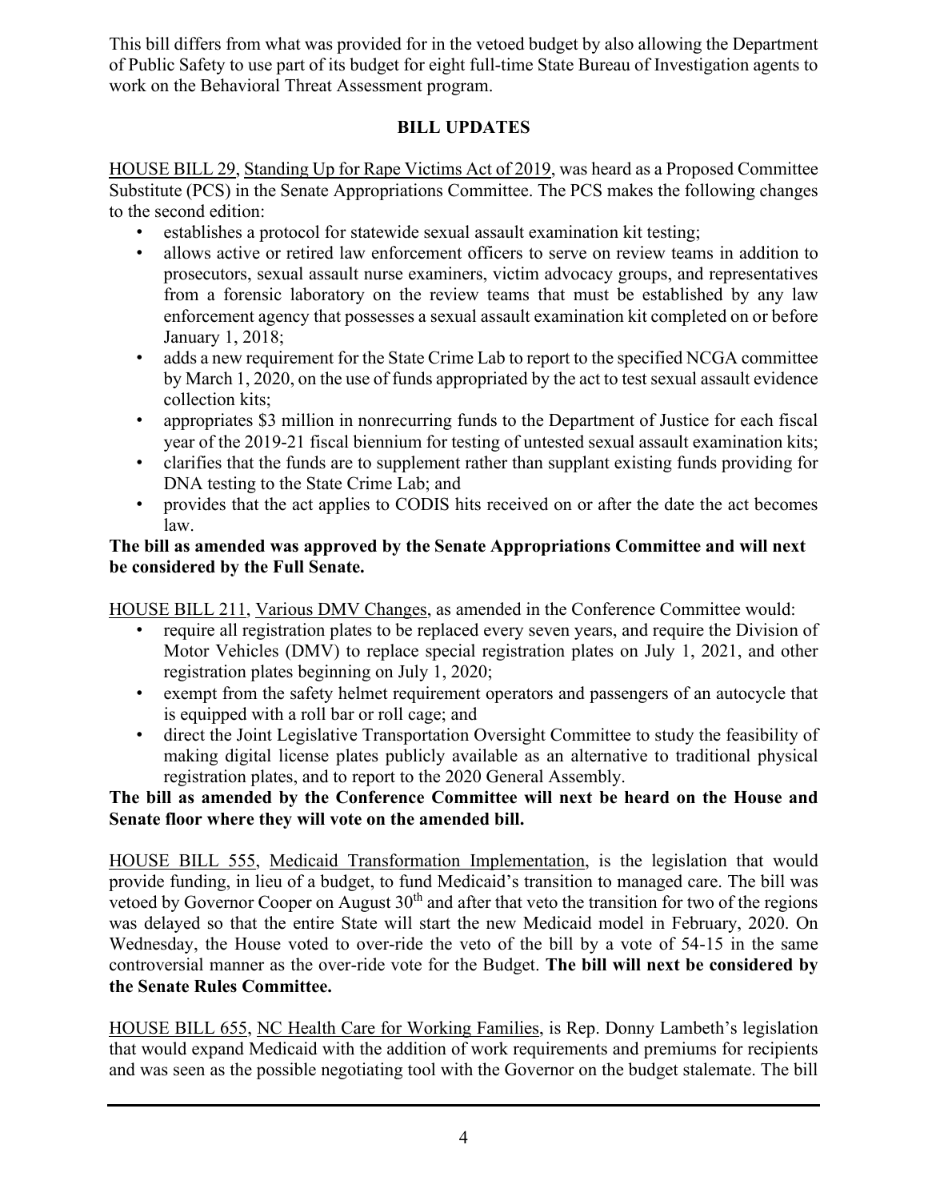This bill differs from what was provided for in the vetoed budget by also allowing the Department of Public Safety to use part of its budget for eight full-time State Bureau of Investigation agents to work on the Behavioral Threat Assessment program.

## BILL UPDATES

HOUSE BILL 29, Standing Up for Rape Victims Act of 2019, was heard as a Proposed Committee Substitute (PCS) in the Senate Appropriations Committee. The PCS makes the following changes to the second edition:

- establishes a protocol for statewide sexual assault examination kit testing;
- allows active or retired law enforcement officers to serve on review teams in addition to prosecutors, sexual assault nurse examiners, victim advocacy groups, and representatives from a forensic laboratory on the review teams that must be established by any law enforcement agency that possesses a sexual assault examination kit completed on or before January 1, 2018;
- adds a new requirement for the State Crime Lab to report to the specified NCGA committee by March 1, 2020, on the use of funds appropriated by the act to test sexual assault evidence collection kits;
- appropriates $3 million in nonrecurring funds to the Department of Justice for each fiscal year of the 2019-21 fiscal biennium for testing of untested sexual assault examination kits;
- clarifies that the funds are to supplement rather than supplant existing funds providing for DNA testing to the State Crime Lab; and
- provides that the act applies to CODIS hits received on or after the date the act becomes law.

**The bill as amended was approved by the Senate Appropriations Committee and will next be considered by the Full Senate.**

HOUSE BILL 211, Various DMV Changes, as amended in the Conference Committee would:

- require all registration plates to be replaced every seven years, and require the Division of Motor Vehicles (DMV) to replace special registration plates on July 1, 2021, and other registration plates beginning on July 1, 2020;
- exempt from the safety helmet requirement operators and passengers of an autocycle that is equipped with a roll bar or roll cage; and
- direct the Joint Legislative Transportation Oversight Committee to study the feasibility of making digital license plates publicly available as an alternative to traditional physical registration plates, and to report to the 2020 General Assembly.

**The bill as amended by the Conference Committee will next be heard on the House and Senate floor where they will vote on the amended bill.**

HOUSE BILL 555, Medicaid Transformation Implementation, is the legislation that would provide funding, in lieu of a budget, to fund Medicaid's transition to managed care. The bill was vetoed by Governor Cooper on August 30th and after that veto the transition for two of the regions was delayed so that the entire State will start the new Medicaid model in February, 2020. On Wednesday, the House voted to over-ride the veto of the bill by a vote of 54-15 in the same controversial manner as the over-ride vote for the Budget. **The bill will next be considered by the Senate Rules Committee.**

HOUSE BILL 655, NC Health Care for Working Families, is Rep. Donny Lambeth's legislation that would expand Medicaid with the addition of work requirements and premiums for recipients and was seen as the possible negotiating tool with the Governor on the budget stalemate. The bill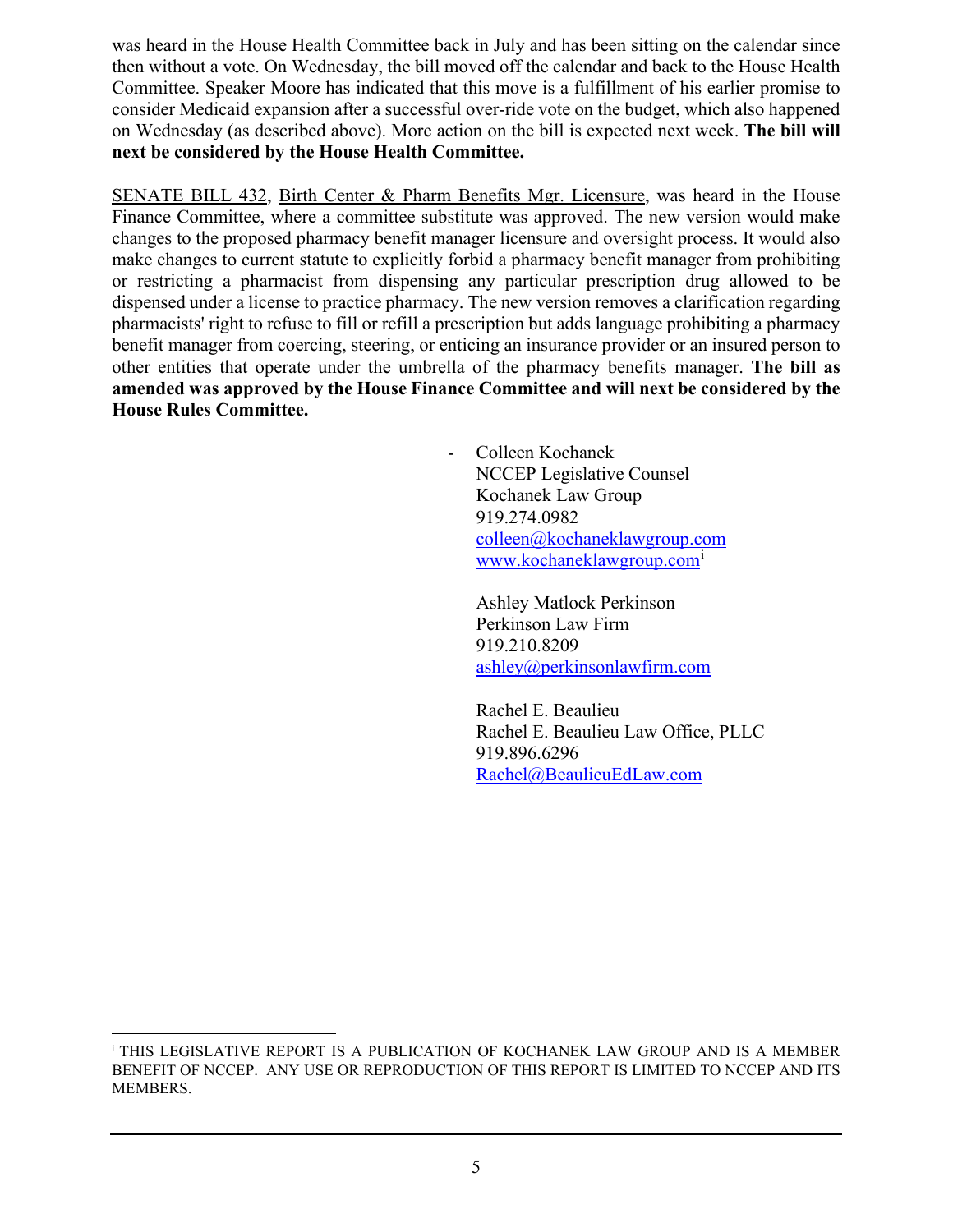was heard in the House Health Committee back in July and has been sitting on the calendar since then without a vote. On Wednesday, the bill moved off the calendar and back to the House Health Committee. Speaker Moore has indicated that this move is a fulfillment of his earlier promise to consider Medicaid expansion after a successful over-ride vote on the budget, which also happened on Wednesday (as described above). More action on the bill is expected next week. **The bill will next be considered by the House Health Committee.**

<u>SENATE BILL 432</u>, <u>Birth Center & Pharm Benefits Mgr. Licensure</u>, was heard in the House Finance Committee, where a committee substitute was approved. The new version would make changes to the proposed pharmacy benefit manager licensure and oversight process. It would also make changes to current statute to explicitly forbid a pharmacy benefit manager from prohibiting or restricting a pharmacist from dispensing any particular prescription drug allowed to be dispensed under a license to practice pharmacy. The new version removes a clarification regarding pharmacists' right to refuse to fill or refill a prescription but adds language prohibiting a pharmacy benefit manager from coercing, steering, or enticing an insurance provider or an insured person to other entities that operate under the umbrella of the pharmacy benefits manager. **The bill as amended was approved by the House Finance Committee and will next be considered by the House Rules Committee.**

- Colleen Kochanek
  NCCEP Legislative Counsel
  Kochanek Law Group
  919.274.0982
  colleen@kochaneklawgroup.com
  www.kochaneklawgroup.com[i]

  Ashley Matlock Perkinson
  Perkinson Law Firm
  919.210.8209
  ashley@perkinsonlawfirm.com

  Rachel E. Beaulieu
  Rachel E. Beaulieu Law Office, PLLC
  919.896.6296
  Rachel@BeaulieuEdLaw.com

[i] THIS LEGISLATIVE REPORT IS A PUBLICATION OF KOCHANEK LAW GROUP AND IS A MEMBER BENEFIT OF NCCEP. ANY USE OR REPRODUCTION OF THIS REPORT IS LIMITED TO NCCEP AND ITS MEMBERS.